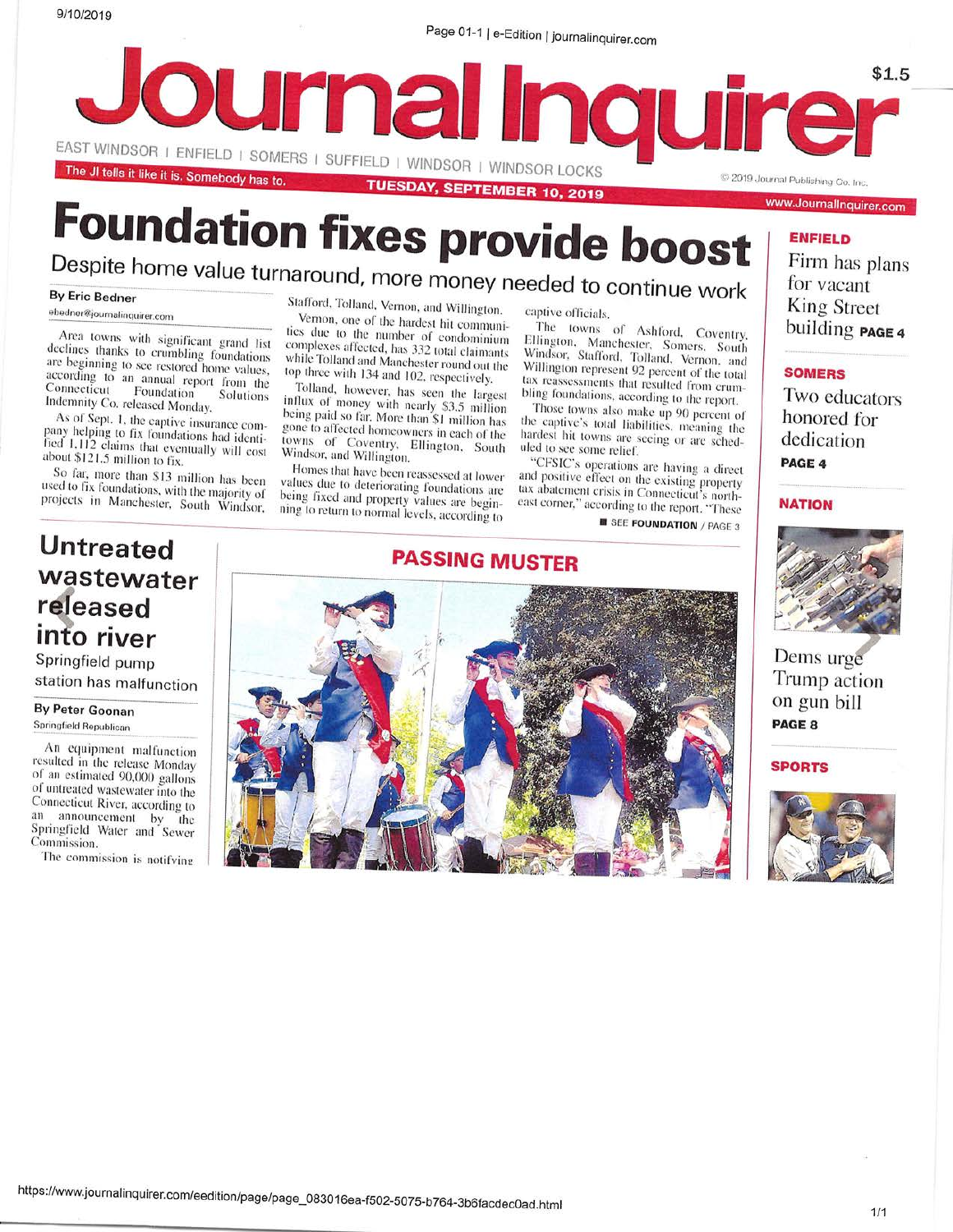# Journal Inquirer

EAST WINDSOR | ENFIELD | SOMERS | SUFFIELD | WINDSOR | WINDSOR LOCKS

The JI tells it like it is. Somebody has to.

TUESDAY, SEPTEMBER 10, 2019

$1.5

© 2019 Journal Publishing Co. Inc.

www.JournalInquirer.com

# Foundation fixes provide boost

## Despite home value turnaround, more money needed to continue work

**By Eric Bedner**

ebedner@journalinquirer.com

Area towns with significant grand list declines thanks to crumbling foundations are beginning to see restored home values, according to an annual report from the Connecticut Foundation Solutions Indemnity Co. released Monday.

As of Sept. 1, the captive insurance company helping to fix foundations had identified 1,112 claims that eventually will cost about $121.5 million to fix.

So far, more than $13 million has been used to fix foundations, with the majority of projects in Manchester, South Windsor, Stafford, Tolland, Vernon, and Willington.

Vernon, one of the hardest hit communities due to the number of condominium complexes affected, has 332 total claimants while Tolland and Manchester round out the top three with 134 and 102, respectively.

Tolland, however, has seen the largest influx of money with nearly $3.5 million being paid so far. More than $1 million has gone to affected homeowners in each of the towns of Coventry, Ellington, South Windsor, and Willington.

Homes that have been reassessed at lower values due to deteriorating foundations are being fixed and property values are beginning to return to normal levels, according to captive officials.

The towns of Ashford, Coventry, Ellington, Manchester, Somers, South Windsor, Stafford, Tolland, Vernon, and Willington represent 92 percent of the total tax reassessments that resulted from crumbling foundations, according to the report.

Those towns also make up 90 percent of the captive's total liabilities, meaning the hardest hit towns are seeing or are scheduled to see some relief.

"CFSIC's operations are having a direct and positive effect on the existing property tax abatement crisis in Connecticut's northeast corner," according to the report. "These

■ SEE **FOUNDATION** / PAGE 3

## Untreated wastewater released into river

### Springfield pump station has malfunction

**By Peter Goonan**

Springfield Republican

An equipment malfunction resulted in the release Monday of an estimated 90,000 gallons of untreated wastewater into the Connecticut River, according to an announcement by the Springfield Water and Sewer Commission.

The commission is notifying

## PASSING MUSTER

**ENFIELD**

Firm has plans for vacant King Street building **PAGE 4**

**SOMERS**

Two educators honored for dedication **PAGE 4**

**NATION**

Dems urge Trump action on gun bill **PAGE 8**

**SPORTS**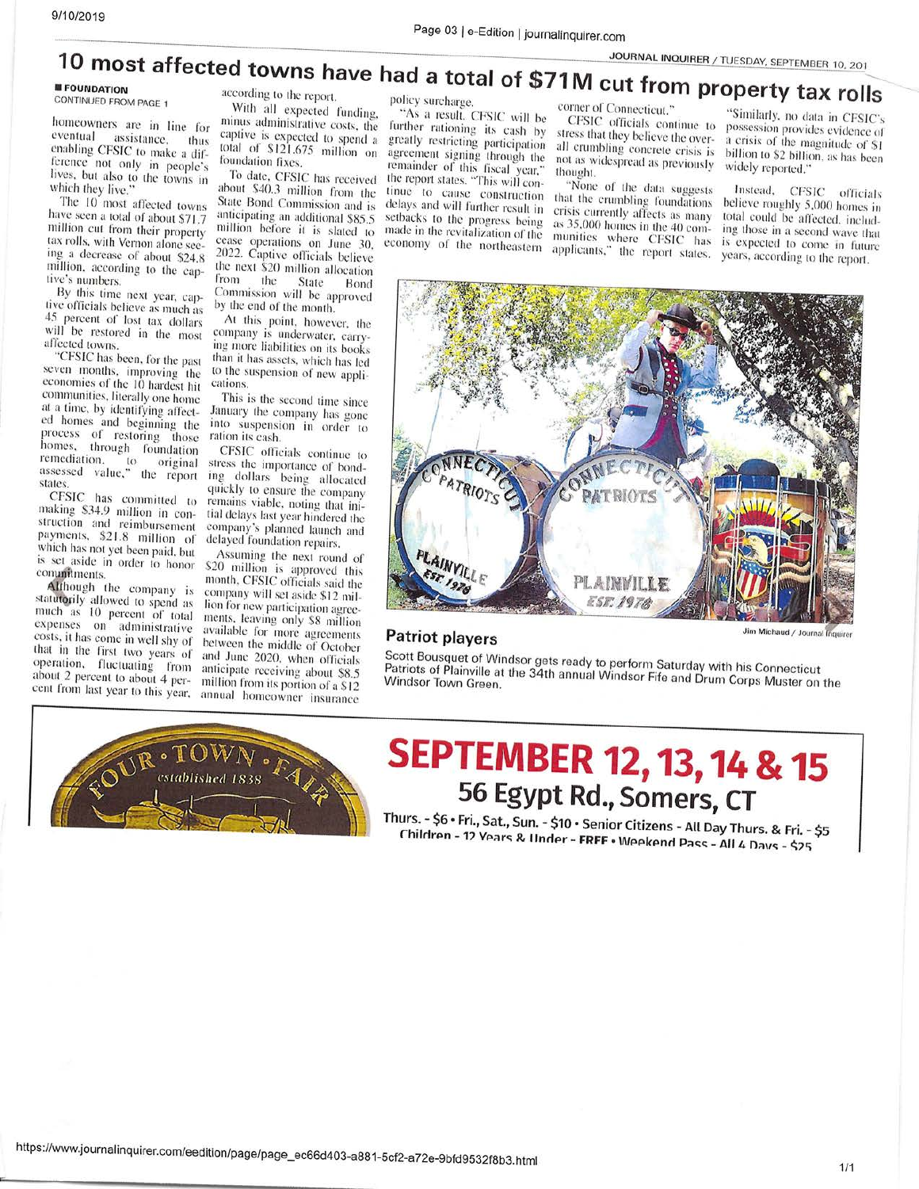# 10 most affected towns have had a total of $71M cut from property tax rolls

**FOUNDATION**
CONTINUED FROM PAGE 1

homeowners are in line for eventual assistance, thus enabling CFSIC to make a difference not only in people's lives, but also to the towns in which they live."

The 10 most affected towns have seen a total of about $71.7 million cut from their property tax rolls, with Vernon alone seeing a decrease of about $24.8 million, according to the captive's numbers.

By this time next year, captive officials believe as much as 45 percent of lost tax dollars will be restored in the most affected towns.

"CFSIC has been, for the past seven months, improving the economies of the 10 hardest hit communities, literally one home at a time, by identifying affected homes and beginning the process of restoring those homes, through foundation remediation, to original assessed value," the report states.

CFSIC has committed to making $34.9 million in construction and reimbursement payments, $21.8 million of which has not yet been paid, but is set aside in order to honor commitments.

Although the company is statutorily allowed to spend as much as 10 percent of total expenses on administrative costs, it has come in well shy of that in the first two years of operation, fluctuating from about 2 percent to about 4 percent from last year to this year, according to the report.

With all expected funding, minus administrative costs, the captive is expected to spend a total of $121.675 million on foundation fixes.

To date, CFSIC has received about $40.3 million from the State Bond Commission and is anticipating an additional $85.5 million before it is slated to cease operations on June 30, 2022. Captive officials believe the next $20 million allocation from the State Bond Commission will be approved by the end of the month.

At this point, however, the company is underwater, carrying more liabilities on its books than it has assets, which has led to the suspension of new applications.

This is the second time since January the company has gone into suspension in order to ration its cash.

CFSIC officials continue to stress the importance of bonding dollars being allocated quickly to ensure the company remains viable, noting that initial delays last year hindered the company's planned launch and delayed foundation repairs.

Assuming the next round of $20 million is approved this month, CFSIC officials said the company will set aside $12 million for new participation agreements, leaving only $8 million available for more agreements between the middle of October and June 2020, when officials anticipate receiving about $8.5 million from its portion of a $12 annual homeowner insurance policy surcharge.

"As a result, CFSIC will be further rationing its cash by greatly restricting participation agreement signing through the remainder of this fiscal year," the report states. "This will continue to cause construction delays and will further result in setbacks to the progress being made in the revitalization of the economy of the northeastern corner of Connecticut."

CFSIC officials continue to stress that they believe the overall crumbling concrete crisis is not as widespread as previously thought.

"None of the data suggests that the crumbling foundations crisis currently affects as many as 35,000 homes in the 40 communities where CFSIC has applicants," the report states. "Similarly, no data in CFSIC's possession provides evidence of a crisis of the magnitude of $1 billion to $2 billion, as has been widely reported."

Instead, CFSIC officials believe roughly 5,000 homes in total could be affected, including those in a second wave that is expected to come in future years, according to the report.

**Patriot players**

Jim Michaud / Journal Inquirer

Scott Bousquet of Windsor gets ready to perform Saturday with his Connecticut Patriots of Plainville at the 34th annual Windsor Fife and Drum Corps Muster on the Windsor Town Green.

FOUR·TOWN·FAIR established 1838

## SEPTEMBER 12, 13, 14 & 15

### 56 Egypt Rd., Somers, CT

Thurs. - $6 • Fri., Sat., Sun. - $10 • Senior Citizens - All Day Thurs. & Fri. - $5
Children - 12 Years & Under - FREE • Weekend Pass - All 4 Days - $25